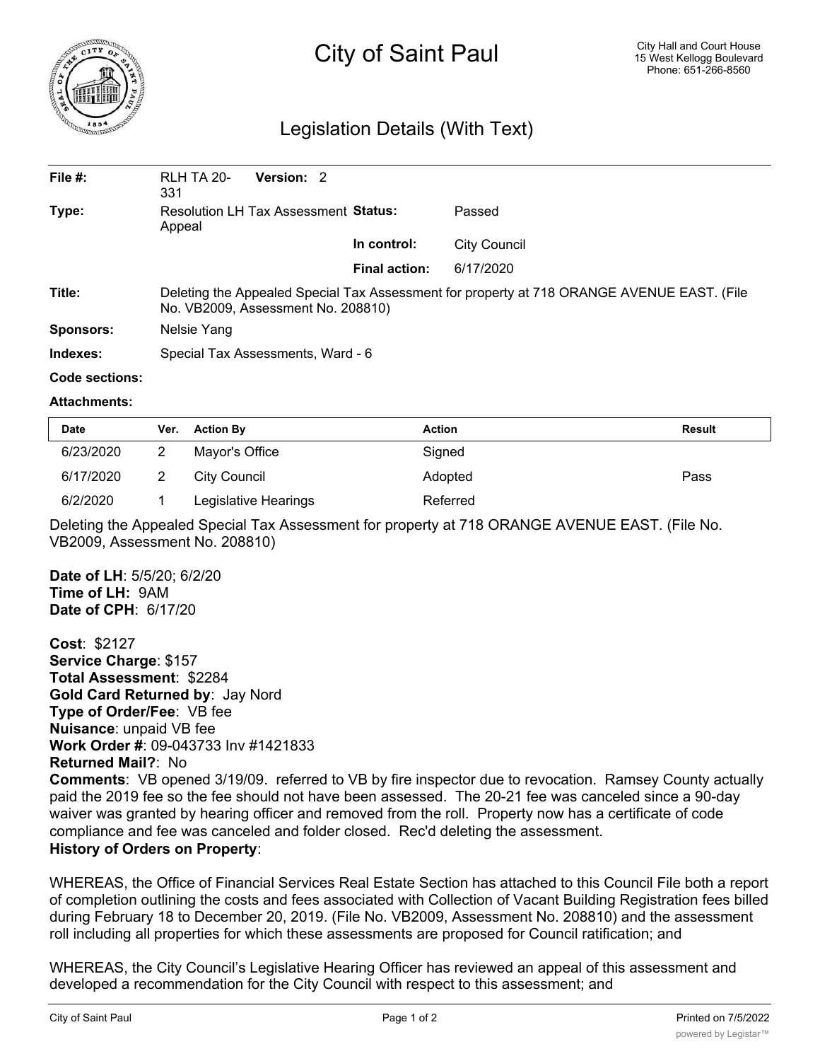# City of Saint Paul

City Hall and Court House
15 West Kellogg Boulevard
Phone: 651-266-8560

## Legislation Details (With Text)

| | | | |
|---|---|---|---|
| **File #:** | RLH TA 20-331 **Version:** 2 | | |
| **Type:** | Resolution LH Tax Assessment Appeal | **Status:** | Passed |
| | | **In control:** | City Council |
| | | **Final action:** | 6/17/2020 |

**Title:** Deleting the Appealed Special Tax Assessment for property at 718 ORANGE AVENUE EAST. (File No. VB2009, Assessment No. 208810)

**Sponsors:** Nelsie Yang

**Indexes:** Special Tax Assessments, Ward - 6

**Code sections:**

**Attachments:**

| Date | Ver. | Action By | Action | Result |
|---|---|---|---|---|
| 6/23/2020 | 2 | Mayor's Office | Signed | |
| 6/17/2020 | 2 | City Council | Adopted | Pass |
| 6/2/2020 | 1 | Legislative Hearings | Referred | |

Deleting the Appealed Special Tax Assessment for property at 718 ORANGE AVENUE EAST. (File No. VB2009, Assessment No. 208810)

**Date of LH**: 5/5/20; 6/2/20
**Time of LH:** 9AM
**Date of CPH**: 6/17/20

**Cost**: $2127
**Service Charge**: $157
**Total Assessment**: $2284
**Gold Card Returned by**: Jay Nord
**Type of Order/Fee**: VB fee
**Nuisance**: unpaid VB fee
**Work Order #**: 09-043733 Inv #1421833
**Returned Mail?**: No
**Comments**: VB opened 3/19/09. referred to VB by fire inspector due to revocation. Ramsey County actually paid the 2019 fee so the fee should not have been assessed. The 20-21 fee was canceled since a 90-day waiver was granted by hearing officer and removed from the roll. Property now has a certificate of code compliance and fee was canceled and folder closed. Rec'd deleting the assessment.
**History of Orders on Property**:

WHEREAS, the Office of Financial Services Real Estate Section has attached to this Council File both a report of completion outlining the costs and fees associated with Collection of Vacant Building Registration fees billed during February 18 to December 20, 2019. (File No. VB2009, Assessment No. 208810) and the assessment roll including all properties for which these assessments are proposed for Council ratification; and

WHEREAS, the City Council's Legislative Hearing Officer has reviewed an appeal of this assessment and developed a recommendation for the City Council with respect to this assessment; and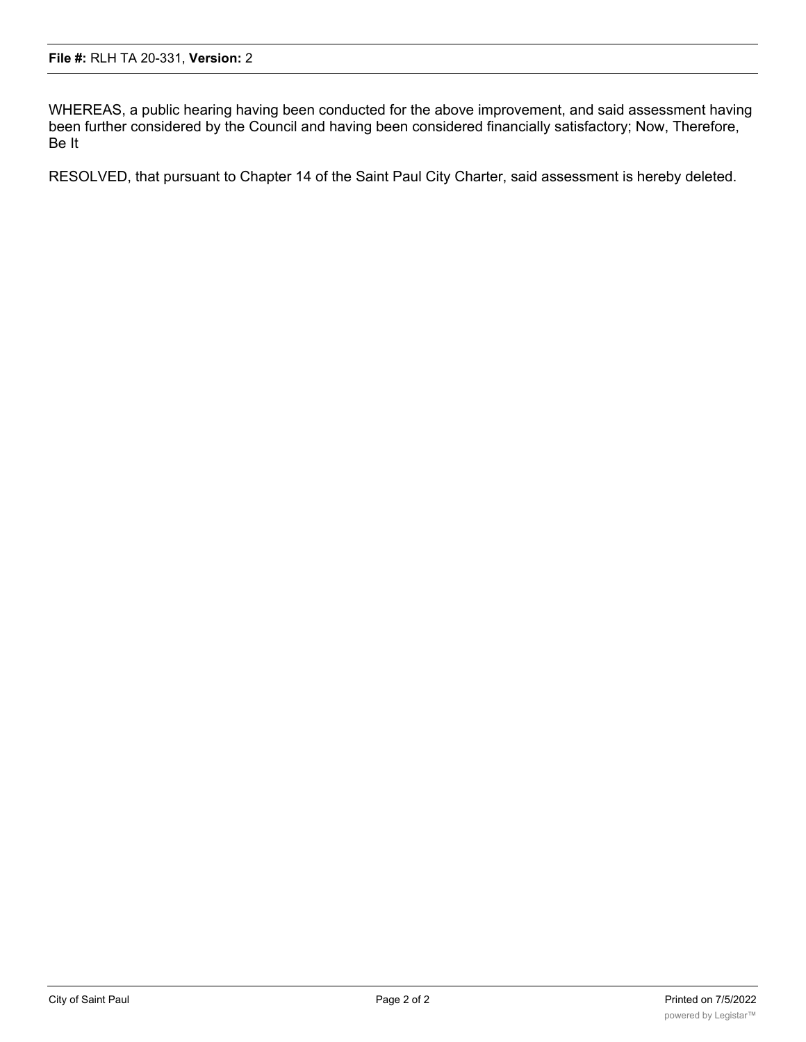WHEREAS, a public hearing having been conducted for the above improvement, and said assessment having been further considered by the Council and having been considered financially satisfactory; Now, Therefore, Be It

RESOLVED, that pursuant to Chapter 14 of the Saint Paul City Charter, said assessment is hereby deleted.